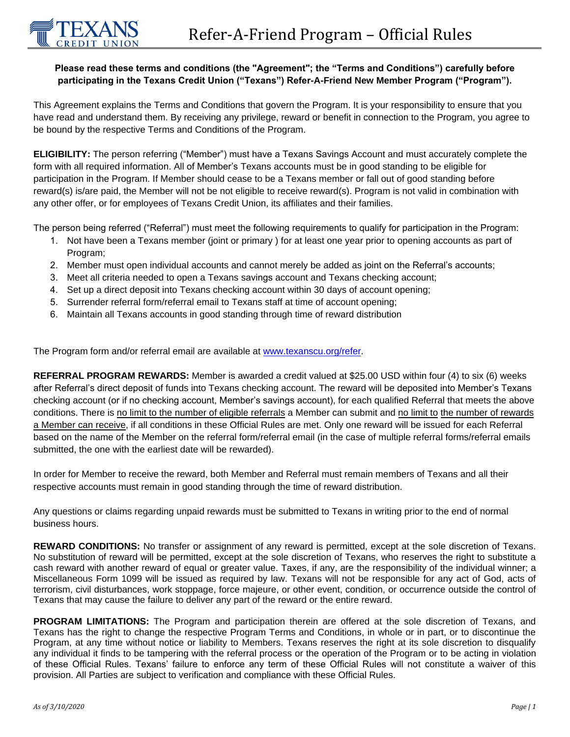# Refer-A-Friend Program – Official Rules

**Please read these terms and conditions (the "Agreement"; the "Terms and Conditions") carefully before participating in the Texans Credit Union ("Texans") Refer-A-Friend New Member Program ("Program").**

This Agreement explains the Terms and Conditions that govern the Program. It is your responsibility to ensure that you have read and understand them. By receiving any privilege, reward or benefit in connection to the Program, you agree to be bound by the respective Terms and Conditions of the Program.

**ELIGIBILITY:** The person referring ("Member") must have a Texans Savings Account and must accurately complete the form with all required information. All of Member's Texans accounts must be in good standing to be eligible for participation in the Program. If Member should cease to be a Texans member or fall out of good standing before reward(s) is/are paid, the Member will not be not eligible to receive reward(s). Program is not valid in combination with any other offer, or for employees of Texans Credit Union, its affiliates and their families.

The person being referred ("Referral") must meet the following requirements to qualify for participation in the Program:

1. Not have been a Texans member (joint or primary ) for at least one year prior to opening accounts as part of Program;
2. Member must open individual accounts and cannot merely be added as joint on the Referral's accounts;
3. Meet all criteria needed to open a Texans savings account and Texans checking account;
4. Set up a direct deposit into Texans checking account within 30 days of account opening;
5. Surrender referral form/referral email to Texans staff at time of account opening;
6. Maintain all Texans accounts in good standing through time of reward distribution

The Program form and/or referral email are available at [www.texanscu.org/refer](www.texanscu.org/refer).

**REFERRAL PROGRAM REWARDS:** Member is awarded a credit valued at $25.00 USD within four (4) to six (6) weeks after Referral's direct deposit of funds into Texans checking account. The reward will be deposited into Member's Texans checking account (or if no checking account, Member's savings account), for each qualified Referral that meets the above conditions. There is no limit to the number of eligible referrals a Member can submit and no limit to the number of rewards a Member can receive, if all conditions in these Official Rules are met. Only one reward will be issued for each Referral based on the name of the Member on the referral form/referral email (in the case of multiple referral forms/referral emails submitted, the one with the earliest date will be rewarded).

In order for Member to receive the reward, both Member and Referral must remain members of Texans and all their respective accounts must remain in good standing through the time of reward distribution.

Any questions or claims regarding unpaid rewards must be submitted to Texans in writing prior to the end of normal business hours.

**REWARD CONDITIONS:** No transfer or assignment of any reward is permitted, except at the sole discretion of Texans. No substitution of reward will be permitted, except at the sole discretion of Texans, who reserves the right to substitute a cash reward with another reward of equal or greater value. Taxes, if any, are the responsibility of the individual winner; a Miscellaneous Form 1099 will be issued as required by law. Texans will not be responsible for any act of God, acts of terrorism, civil disturbances, work stoppage, force majeure, or other event, condition, or occurrence outside the control of Texans that may cause the failure to deliver any part of the reward or the entire reward.

**PROGRAM LIMITATIONS:** The Program and participation therein are offered at the sole discretion of Texans, and Texans has the right to change the respective Program Terms and Conditions, in whole or in part, or to discontinue the Program, at any time without notice or liability to Members. Texans reserves the right at its sole discretion to disqualify any individual it finds to be tampering with the referral process or the operation of the Program or to be acting in violation of these Official Rules. Texans' failure to enforce any term of these Official Rules will not constitute a waiver of this provision. All Parties are subject to verification and compliance with these Official Rules.

*As of 3/10/2020*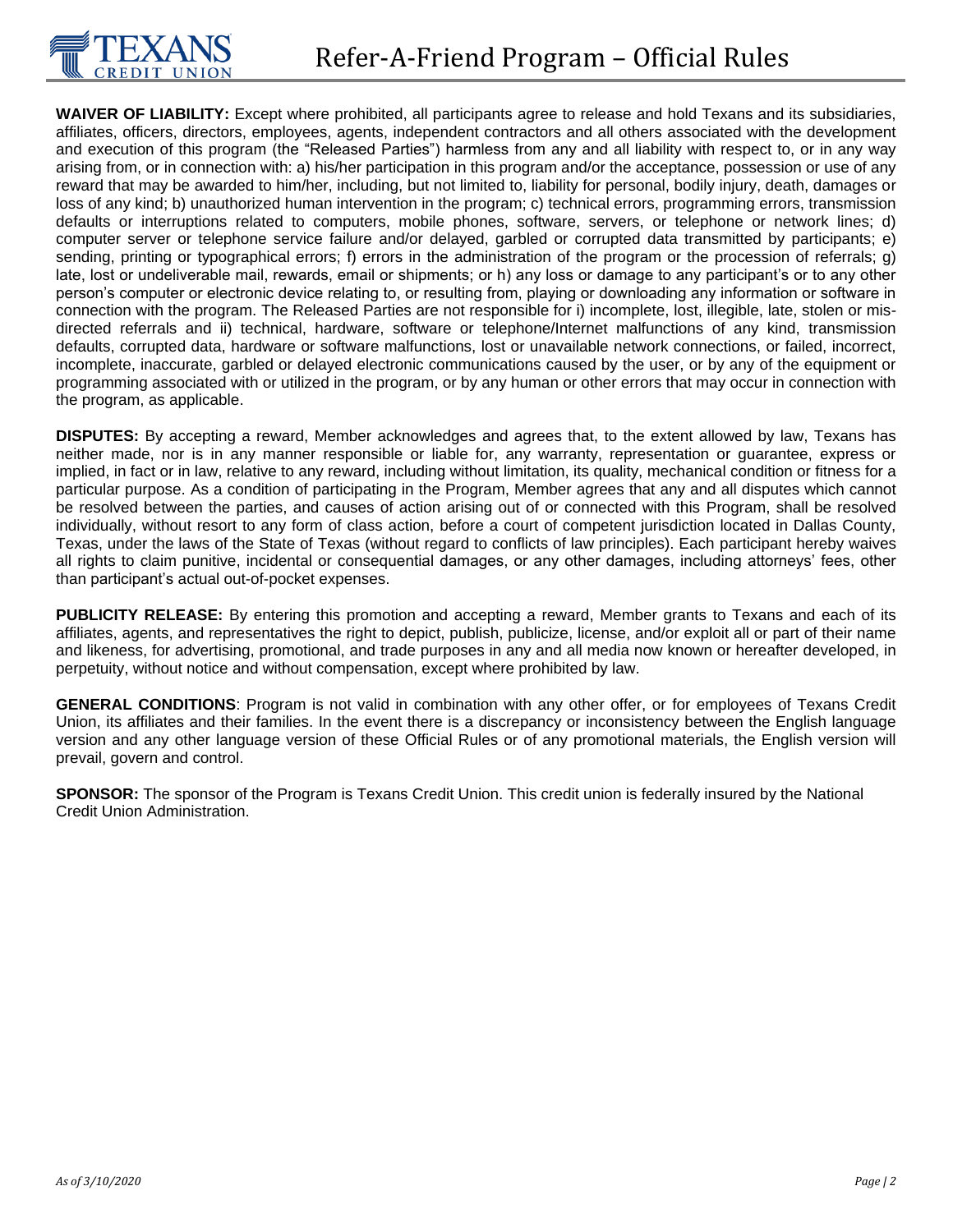**WAIVER OF LIABILITY:** Except where prohibited, all participants agree to release and hold Texans and its subsidiaries, affiliates, officers, directors, employees, agents, independent contractors and all others associated with the development and execution of this program (the "Released Parties") harmless from any and all liability with respect to, or in any way arising from, or in connection with: a) his/her participation in this program and/or the acceptance, possession or use of any reward that may be awarded to him/her, including, but not limited to, liability for personal, bodily injury, death, damages or loss of any kind; b) unauthorized human intervention in the program; c) technical errors, programming errors, transmission defaults or interruptions related to computers, mobile phones, software, servers, or telephone or network lines; d) computer server or telephone service failure and/or delayed, garbled or corrupted data transmitted by participants; e) sending, printing or typographical errors; f) errors in the administration of the program or the procession of referrals; g) late, lost or undeliverable mail, rewards, email or shipments; or h) any loss or damage to any participant's or to any other person's computer or electronic device relating to, or resulting from, playing or downloading any information or software in connection with the program. The Released Parties are not responsible for i) incomplete, lost, illegible, late, stolen or mis-directed referrals and ii) technical, hardware, software or telephone/Internet malfunctions of any kind, transmission defaults, corrupted data, hardware or software malfunctions, lost or unavailable network connections, or failed, incorrect, incomplete, inaccurate, garbled or delayed electronic communications caused by the user, or by any of the equipment or programming associated with or utilized in the program, or by any human or other errors that may occur in connection with the program, as applicable.

**DISPUTES:** By accepting a reward, Member acknowledges and agrees that, to the extent allowed by law, Texans has neither made, nor is in any manner responsible or liable for, any warranty, representation or guarantee, express or implied, in fact or in law, relative to any reward, including without limitation, its quality, mechanical condition or fitness for a particular purpose. As a condition of participating in the Program, Member agrees that any and all disputes which cannot be resolved between the parties, and causes of action arising out of or connected with this Program, shall be resolved individually, without resort to any form of class action, before a court of competent jurisdiction located in Dallas County, Texas, under the laws of the State of Texas (without regard to conflicts of law principles). Each participant hereby waives all rights to claim punitive, incidental or consequential damages, or any other damages, including attorneys' fees, other than participant's actual out-of-pocket expenses.

**PUBLICITY RELEASE:** By entering this promotion and accepting a reward, Member grants to Texans and each of its affiliates, agents, and representatives the right to depict, publish, publicize, license, and/or exploit all or part of their name and likeness, for advertising, promotional, and trade purposes in any and all media now known or hereafter developed, in perpetuity, without notice and without compensation, except where prohibited by law.

**GENERAL CONDITIONS**: Program is not valid in combination with any other offer, or for employees of Texans Credit Union, its affiliates and their families. In the event there is a discrepancy or inconsistency between the English language version and any other language version of these Official Rules or of any promotional materials, the English version will prevail, govern and control.

**SPONSOR:** The sponsor of the Program is Texans Credit Union. This credit union is federally insured by the National Credit Union Administration.

*As of 3/10/2020*